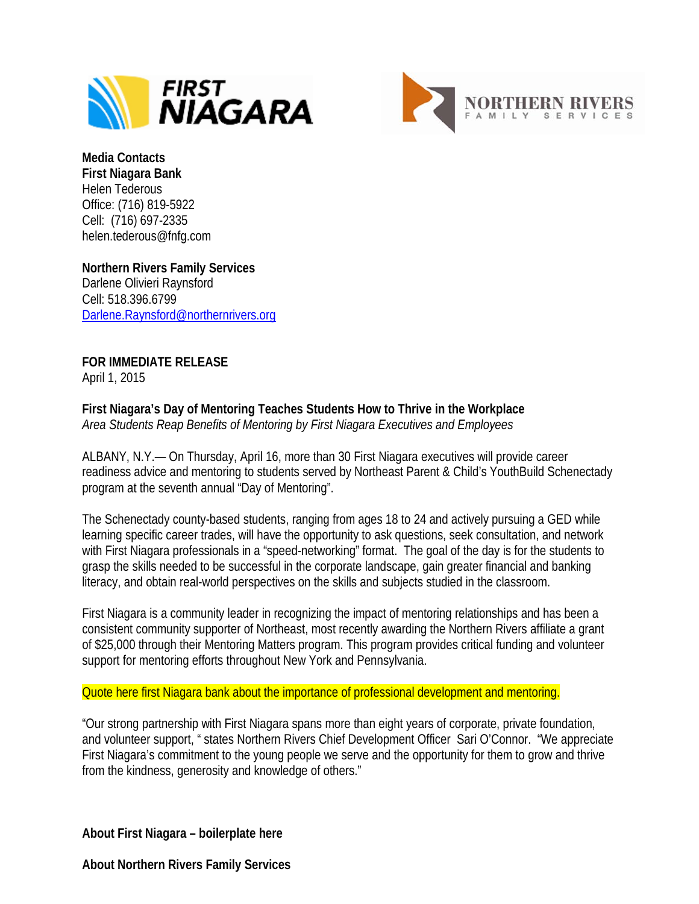**Media Contacts**
**First Niagara Bank**
Helen Tederous
Office: (716) 819-5922
Cell: (716) 697-2335
helen.tederous@fnfg.com

**Northern Rivers Family Services**
Darlene Olivieri Raynsford
Cell: 518.396.6799
Darlene.Raynsford@northernrivers.org

**FOR IMMEDIATE RELEASE**
April 1, 2015

**First Niagara's Day of Mentoring Teaches Students How to Thrive in the Workplace**
*Area Students Reap Benefits of Mentoring by First Niagara Executives and Employees*

ALBANY, N.Y.— On Thursday, April 16, more than 30 First Niagara executives will provide career readiness advice and mentoring to students served by Northeast Parent & Child's YouthBuild Schenectady program at the seventh annual "Day of Mentoring".

The Schenectady county-based students, ranging from ages 18 to 24 and actively pursuing a GED while learning specific career trades, will have the opportunity to ask questions, seek consultation, and network with First Niagara professionals in a "speed-networking" format. The goal of the day is for the students to grasp the skills needed to be successful in the corporate landscape, gain greater financial and banking literacy, and obtain real-world perspectives on the skills and subjects studied in the classroom.

First Niagara is a community leader in recognizing the impact of mentoring relationships and has been a consistent community supporter of Northeast, most recently awarding the Northern Rivers affiliate a grant of $25,000 through their Mentoring Matters program. This program provides critical funding and volunteer support for mentoring efforts throughout New York and Pennsylvania.

Quote here first Niagara bank about the importance of professional development and mentoring.

"Our strong partnership with First Niagara spans more than eight years of corporate, private foundation, and volunteer support, " states Northern Rivers Chief Development Officer Sari O'Connor. "We appreciate First Niagara's commitment to the young people we serve and the opportunity for them to grow and thrive from the kindness, generosity and knowledge of others."

**About First Niagara – boilerplate here**

**About Northern Rivers Family Services**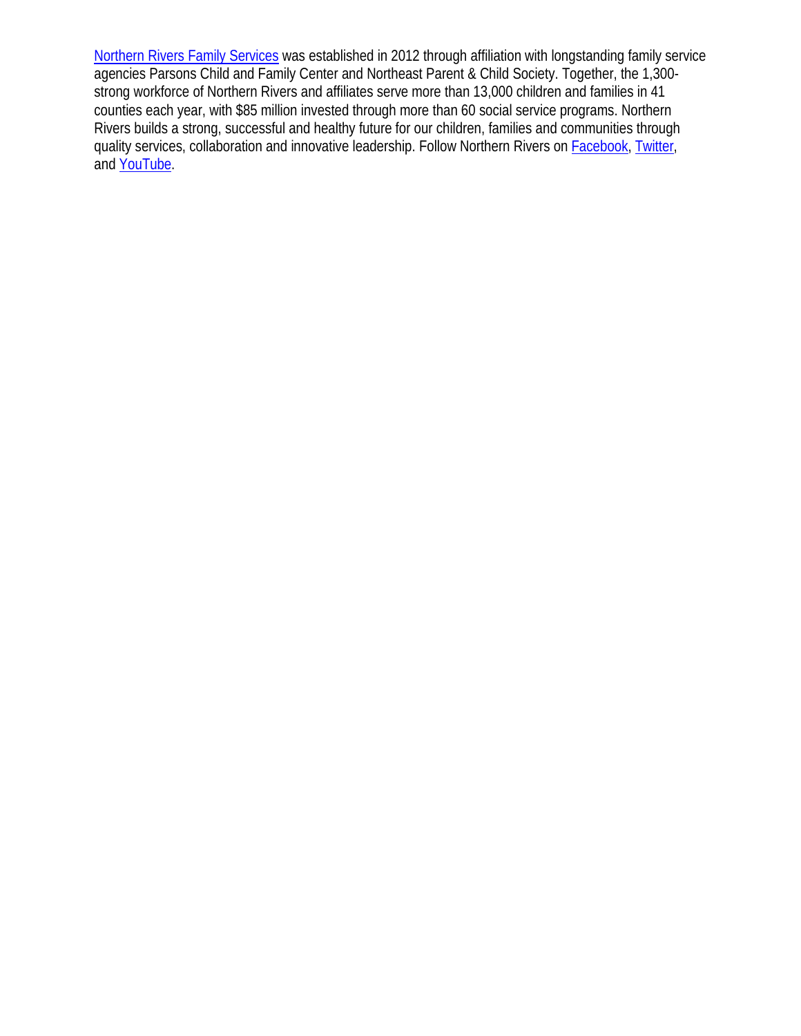Northern Rivers Family Services was established in 2012 through affiliation with longstanding family service agencies Parsons Child and Family Center and Northeast Parent & Child Society. Together, the 1,300-strong workforce of Northern Rivers and affiliates serve more than 13,000 children and families in 41 counties each year, with $85 million invested through more than 60 social service programs. Northern Rivers builds a strong, successful and healthy future for our children, families and communities through quality services, collaboration and innovative leadership. Follow Northern Rivers on Facebook, Twitter, and YouTube.